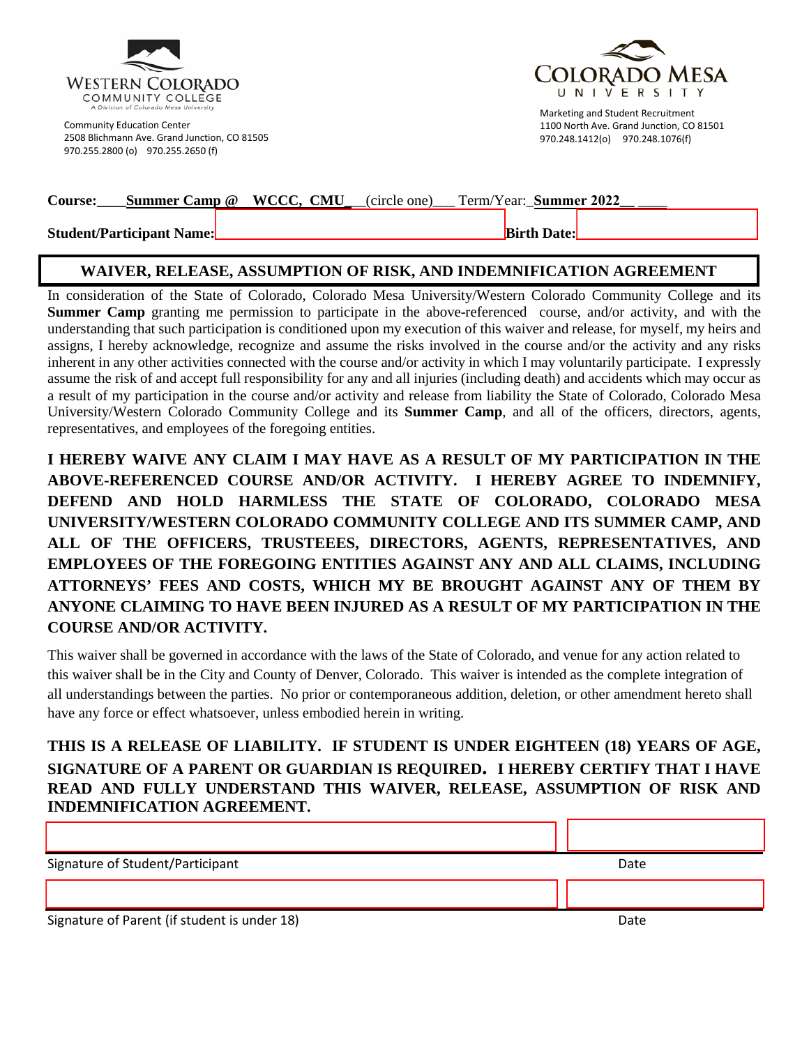Western Colorado Community College
A Division of Colorado Mesa University

Community Education Center
2508 Blichmann Ave. Grand Junction, CO 81505
970.255.2800 (o) 970.255.2650 (f)

Colorado Mesa University

Marketing and Student Recruitment
1100 North Ave. Grand Junction, CO 81501
970.248.1412(o) 970.248.1076(f)

**Course:**____**Summer Camp @ WCCC, CMU**___(circle one)___ Term/Year:_**Summer 2022**__ ____

**Student/Participant Name:** ______________________ **Birth Date:** ______________

## WAIVER, RELEASE, ASSUMPTION OF RISK, AND INDEMNIFICATION AGREEMENT

In consideration of the State of Colorado, Colorado Mesa University/Western Colorado Community College and its **Summer Camp** granting me permission to participate in the above-referenced course, and/or activity, and with the understanding that such participation is conditioned upon my execution of this waiver and release, for myself, my heirs and assigns, I hereby acknowledge, recognize and assume the risks involved in the course and/or the activity and any risks inherent in any other activities connected with the course and/or activity in which I may voluntarily participate. I expressly assume the risk of and accept full responsibility for any and all injuries (including death) and accidents which may occur as a result of my participation in the course and/or activity and release from liability the State of Colorado, Colorado Mesa University/Western Colorado Community College and its **Summer Camp**, and all of the officers, directors, agents, representatives, and employees of the foregoing entities.

**I HEREBY WAIVE ANY CLAIM I MAY HAVE AS A RESULT OF MY PARTICIPATION IN THE ABOVE-REFERENCED COURSE AND/OR ACTIVITY. I HEREBY AGREE TO INDEMNIFY, DEFEND AND HOLD HARMLESS THE STATE OF COLORADO, COLORADO MESA UNIVERSITY/WESTERN COLORADO COMMUNITY COLLEGE AND ITS SUMMER CAMP, AND ALL OF THE OFFICERS, TRUSTEEES, DIRECTORS, AGENTS, REPRESENTATIVES, AND EMPLOYEES OF THE FOREGOING ENTITIES AGAINST ANY AND ALL CLAIMS, INCLUDING ATTORNEYS' FEES AND COSTS, WHICH MY BE BROUGHT AGAINST ANY OF THEM BY ANYONE CLAIMING TO HAVE BEEN INJURED AS A RESULT OF MY PARTICIPATION IN THE COURSE AND/OR ACTIVITY.**

This waiver shall be governed in accordance with the laws of the State of Colorado, and venue for any action related to this waiver shall be in the City and County of Denver, Colorado. This waiver is intended as the complete integration of all understandings between the parties. No prior or contemporaneous addition, deletion, or other amendment hereto shall have any force or effect whatsoever, unless embodied herein in writing.

**THIS IS A RELEASE OF LIABILITY. IF STUDENT IS UNDER EIGHTEEN (18) YEARS OF AGE, SIGNATURE OF A PARENT OR GUARDIAN IS REQUIRED. I HEREBY CERTIFY THAT I HAVE READ AND FULLY UNDERSTAND THIS WAIVER, RELEASE, ASSUMPTION OF RISK AND INDEMNIFICATION AGREEMENT.**

______________________________________________ ______________

Signature of Student/Participant Date

______________________________________________ ______________

Signature of Parent (if student is under 18) Date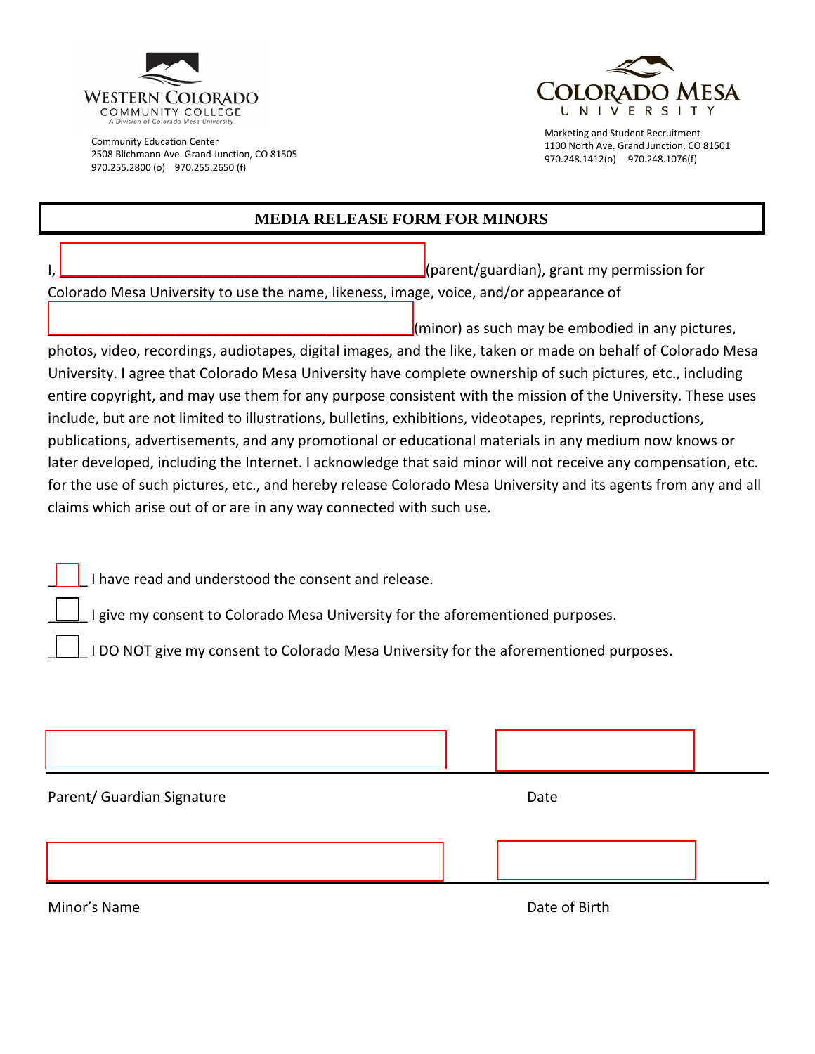Western Colorado Community College
A Division of Colorado Mesa University

Community Education Center
2508 Blichmann Ave. Grand Junction, CO 81505
970.255.2800 (o) 970.255.2650 (f)

Colorado Mesa University

Marketing and Student Recruitment
1100 North Ave. Grand Junction, CO 81501
970.248.1412(o) 970.248.1076(f)

# MEDIA RELEASE FORM FOR MINORS

I, ______________________________________________(parent/guardian), grant my permission for Colorado Mesa University to use the name, likeness, image, voice, and/or appearance of ______________________________________________(minor) as such may be embodied in any pictures, photos, video, recordings, audiotapes, digital images, and the like, taken or made on behalf of Colorado Mesa University. I agree that Colorado Mesa University have complete ownership of such pictures, etc., including entire copyright, and may use them for any purpose consistent with the mission of the University. These uses include, but are not limited to illustrations, bulletins, exhibitions, videotapes, reprints, reproductions, publications, advertisements, and any promotional or educational materials in any medium now knows or later developed, including the Internet. I acknowledge that said minor will not receive any compensation, etc. for the use of such pictures, etc., and hereby release Colorado Mesa University and its agents from any and all claims which arise out of or are in any way connected with such use.

____ I have read and understood the consent and release.

____ I give my consent to Colorado Mesa University for the aforementioned purposes.

____ I DO NOT give my consent to Colorado Mesa University for the aforementioned purposes.

______________________________________________ ______________________

Parent/ Guardian Signature Date

______________________________________________ ______________________

Minor's Name Date of Birth